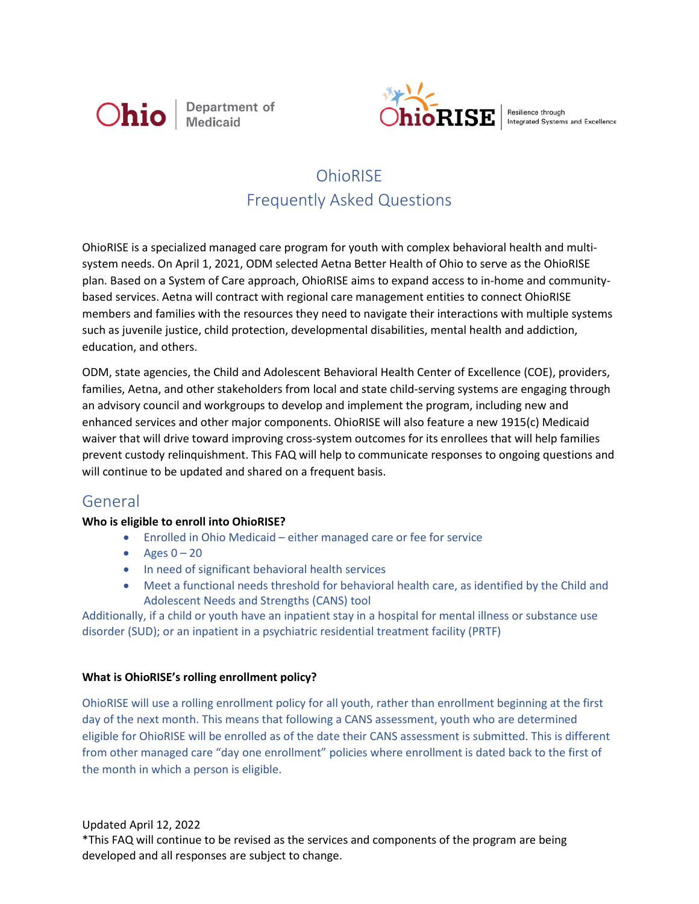# OhioRISE
## Frequently Asked Questions

OhioRISE is a specialized managed care program for youth with complex behavioral health and multi-system needs. On April 1, 2021, ODM selected Aetna Better Health of Ohio to serve as the OhioRISE plan. Based on a System of Care approach, OhioRISE aims to expand access to in-home and community-based services. Aetna will contract with regional care management entities to connect OhioRISE members and families with the resources they need to navigate their interactions with multiple systems such as juvenile justice, child protection, developmental disabilities, mental health and addiction, education, and others.

ODM, state agencies, the Child and Adolescent Behavioral Health Center of Excellence (COE), providers, families, Aetna, and other stakeholders from local and state child-serving systems are engaging through an advisory council and workgroups to develop and implement the program, including new and enhanced services and other major components. OhioRISE will also feature a new 1915(c) Medicaid waiver that will drive toward improving cross-system outcomes for its enrollees that will help families prevent custody relinquishment. This FAQ will help to communicate responses to ongoing questions and will continue to be updated and shared on a frequent basis.

## General

**Who is eligible to enroll into OhioRISE?**

- Enrolled in Ohio Medicaid – either managed care or fee for service
- Ages 0 – 20
- In need of significant behavioral health services
- Meet a functional needs threshold for behavioral health care, as identified by the Child and Adolescent Needs and Strengths (CANS) tool

Additionally, if a child or youth have an inpatient stay in a hospital for mental illness or substance use disorder (SUD); or an inpatient in a psychiatric residential treatment facility (PRTF)

**What is OhioRISE's rolling enrollment policy?**

OhioRISE will use a rolling enrollment policy for all youth, rather than enrollment beginning at the first day of the next month. This means that following a CANS assessment, youth who are determined eligible for OhioRISE will be enrolled as of the date their CANS assessment is submitted. This is different from other managed care "day one enrollment" policies where enrollment is dated back to the first of the month in which a person is eligible.

Updated April 12, 2022

*This FAQ will continue to be revised as the services and components of the program are being developed and all responses are subject to change.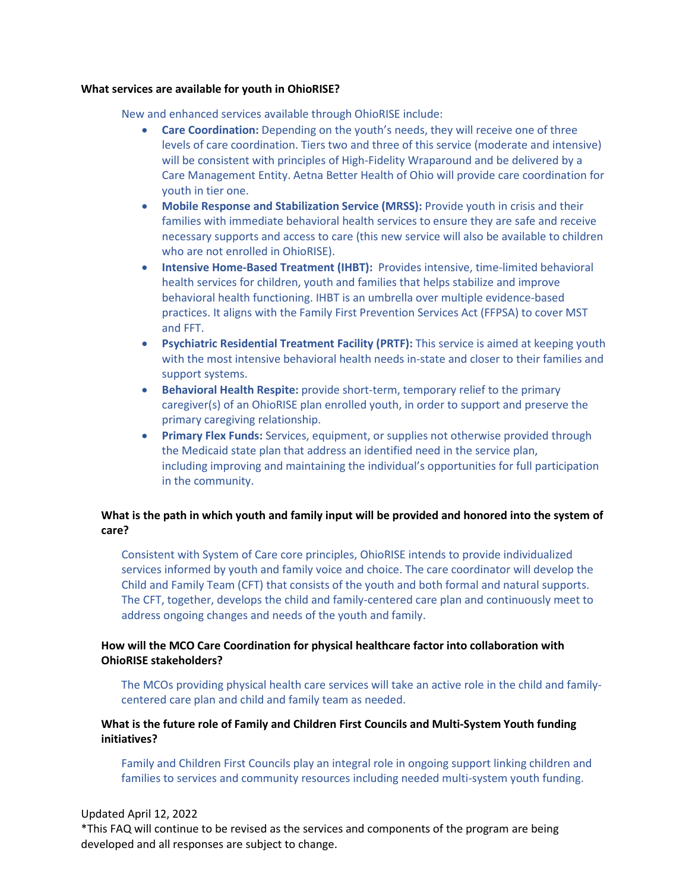**What services are available for youth in OhioRISE?**

New and enhanced services available through OhioRISE include:

- **Care Coordination:** Depending on the youth's needs, they will receive one of three levels of care coordination. Tiers two and three of this service (moderate and intensive) will be consistent with principles of High-Fidelity Wraparound and be delivered by a Care Management Entity. Aetna Better Health of Ohio will provide care coordination for youth in tier one.
- **Mobile Response and Stabilization Service (MRSS):** Provide youth in crisis and their families with immediate behavioral health services to ensure they are safe and receive necessary supports and access to care (this new service will also be available to children who are not enrolled in OhioRISE).
- **Intensive Home-Based Treatment (IHBT):** Provides intensive, time-limited behavioral health services for children, youth and families that helps stabilize and improve behavioral health functioning. IHBT is an umbrella over multiple evidence-based practices. It aligns with the Family First Prevention Services Act (FFPSA) to cover MST and FFT.
- **Psychiatric Residential Treatment Facility (PRTF):** This service is aimed at keeping youth with the most intensive behavioral health needs in-state and closer to their families and support systems.
- **Behavioral Health Respite:** provide short-term, temporary relief to the primary caregiver(s) of an OhioRISE plan enrolled youth, in order to support and preserve the primary caregiving relationship.
- **Primary Flex Funds:** Services, equipment, or supplies not otherwise provided through the Medicaid state plan that address an identified need in the service plan, including improving and maintaining the individual's opportunities for full participation in the community.

**What is the path in which youth and family input will be provided and honored into the system of care?**

Consistent with System of Care core principles, OhioRISE intends to provide individualized services informed by youth and family voice and choice. The care coordinator will develop the Child and Family Team (CFT) that consists of the youth and both formal and natural supports. The CFT, together, develops the child and family-centered care plan and continuously meet to address ongoing changes and needs of the youth and family.

**How will the MCO Care Coordination for physical healthcare factor into collaboration with OhioRISE stakeholders?**

The MCOs providing physical health care services will take an active role in the child and family-centered care plan and child and family team as needed.

**What is the future role of Family and Children First Councils and Multi-System Youth funding initiatives?**

Family and Children First Councils play an integral role in ongoing support linking children and families to services and community resources including needed multi-system youth funding.

Updated April 12, 2022
*This FAQ will continue to be revised as the services and components of the program are being developed and all responses are subject to change.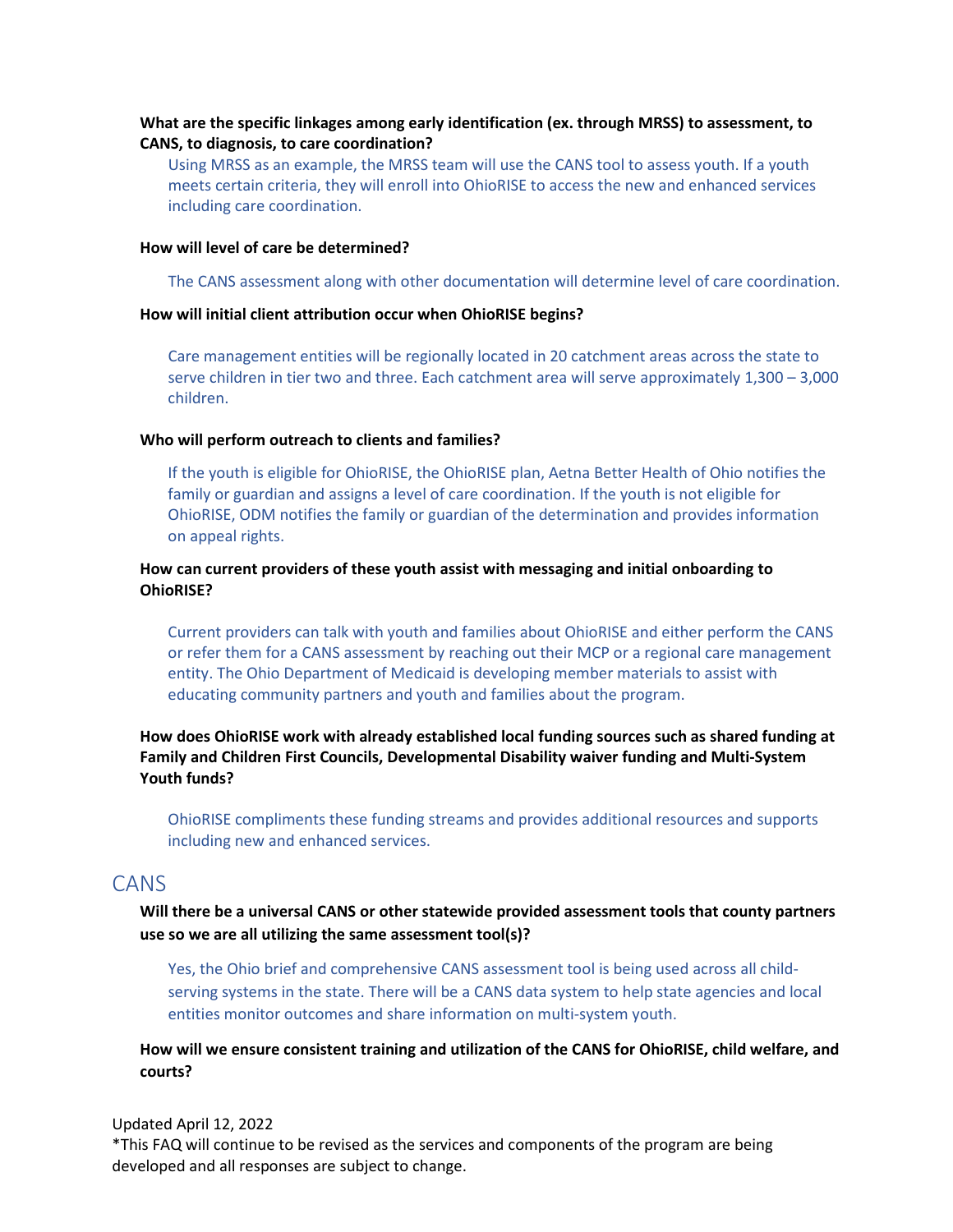**What are the specific linkages among early identification (ex. through MRSS) to assessment, to CANS, to diagnosis, to care coordination?**

Using MRSS as an example, the MRSS team will use the CANS tool to assess youth. If a youth meets certain criteria, they will enroll into OhioRISE to access the new and enhanced services including care coordination.

**How will level of care be determined?**

The CANS assessment along with other documentation will determine level of care coordination.

**How will initial client attribution occur when OhioRISE begins?**

Care management entities will be regionally located in 20 catchment areas across the state to serve children in tier two and three. Each catchment area will serve approximately 1,300 – 3,000 children.

**Who will perform outreach to clients and families?**

If the youth is eligible for OhioRISE, the OhioRISE plan, Aetna Better Health of Ohio notifies the family or guardian and assigns a level of care coordination. If the youth is not eligible for OhioRISE, ODM notifies the family or guardian of the determination and provides information on appeal rights.

**How can current providers of these youth assist with messaging and initial onboarding to OhioRISE?**

Current providers can talk with youth and families about OhioRISE and either perform the CANS or refer them for a CANS assessment by reaching out their MCP or a regional care management entity. The Ohio Department of Medicaid is developing member materials to assist with educating community partners and youth and families about the program.

**How does OhioRISE work with already established local funding sources such as shared funding at Family and Children First Councils, Developmental Disability waiver funding and Multi-System Youth funds?**

OhioRISE compliments these funding streams and provides additional resources and supports including new and enhanced services.

## CANS

**Will there be a universal CANS or other statewide provided assessment tools that county partners use so we are all utilizing the same assessment tool(s)?**

Yes, the Ohio brief and comprehensive CANS assessment tool is being used across all child-serving systems in the state. There will be a CANS data system to help state agencies and local entities monitor outcomes and share information on multi-system youth.

**How will we ensure consistent training and utilization of the CANS for OhioRISE, child welfare, and courts?**

Updated April 12, 2022
*This FAQ will continue to be revised as the services and components of the program are being developed and all responses are subject to change.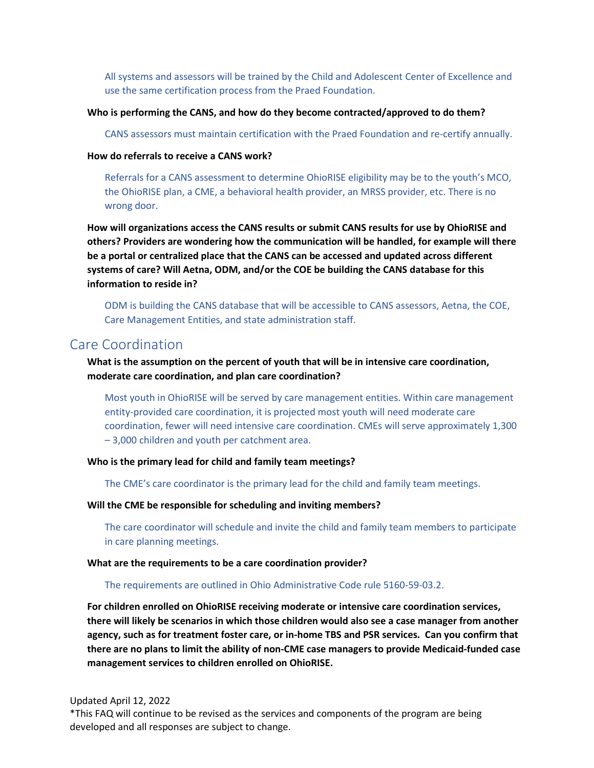All systems and assessors will be trained by the Child and Adolescent Center of Excellence and use the same certification process from the Praed Foundation.

**Who is performing the CANS, and how do they become contracted/approved to do them?**

CANS assessors must maintain certification with the Praed Foundation and re-certify annually.

**How do referrals to receive a CANS work?**

Referrals for a CANS assessment to determine OhioRISE eligibility may be to the youth's MCO, the OhioRISE plan, a CME, a behavioral health provider, an MRSS provider, etc. There is no wrong door.

**How will organizations access the CANS results or submit CANS results for use by OhioRISE and others? Providers are wondering how the communication will be handled, for example will there be a portal or centralized place that the CANS can be accessed and updated across different systems of care? Will Aetna, ODM, and/or the COE be building the CANS database for this information to reside in?**

ODM is building the CANS database that will be accessible to CANS assessors, Aetna, the COE, Care Management Entities, and state administration staff.

## Care Coordination

**What is the assumption on the percent of youth that will be in intensive care coordination, moderate care coordination, and plan care coordination?**

Most youth in OhioRISE will be served by care management entities. Within care management entity-provided care coordination, it is projected most youth will need moderate care coordination, fewer will need intensive care coordination. CMEs will serve approximately 1,300 – 3,000 children and youth per catchment area.

**Who is the primary lead for child and family team meetings?**

The CME's care coordinator is the primary lead for the child and family team meetings.

**Will the CME be responsible for scheduling and inviting members?**

The care coordinator will schedule and invite the child and family team members to participate in care planning meetings.

**What are the requirements to be a care coordination provider?**

The requirements are outlined in Ohio Administrative Code rule 5160-59-03.2.

**For children enrolled on OhioRISE receiving moderate or intensive care coordination services, there will likely be scenarios in which those children would also see a case manager from another agency, such as for treatment foster care, or in-home TBS and PSR services. Can you confirm that there are no plans to limit the ability of non-CME case managers to provide Medicaid-funded case management services to children enrolled on OhioRISE.**

Updated April 12, 2022
*This FAQ will continue to be revised as the services and components of the program are being developed and all responses are subject to change.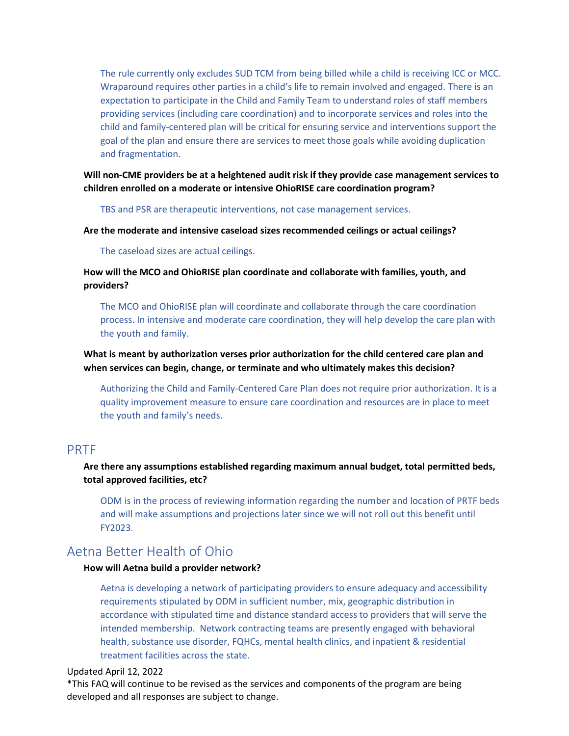The rule currently only excludes SUD TCM from being billed while a child is receiving ICC or MCC. Wraparound requires other parties in a child's life to remain involved and engaged. There is an expectation to participate in the Child and Family Team to understand roles of staff members providing services (including care coordination) and to incorporate services and roles into the child and family-centered plan will be critical for ensuring service and interventions support the goal of the plan and ensure there are services to meet those goals while avoiding duplication and fragmentation.

**Will non-CME providers be at a heightened audit risk if they provide case management services to children enrolled on a moderate or intensive OhioRISE care coordination program?**

TBS and PSR are therapeutic interventions, not case management services.

**Are the moderate and intensive caseload sizes recommended ceilings or actual ceilings?**

The caseload sizes are actual ceilings.

**How will the MCO and OhioRISE plan coordinate and collaborate with families, youth, and providers?**

The MCO and OhioRISE plan will coordinate and collaborate through the care coordination process. In intensive and moderate care coordination, they will help develop the care plan with the youth and family.

**What is meant by authorization verses prior authorization for the child centered care plan and when services can begin, change, or terminate and who ultimately makes this decision?**

Authorizing the Child and Family-Centered Care Plan does not require prior authorization. It is a quality improvement measure to ensure care coordination and resources are in place to meet the youth and family's needs.

## PRTF

**Are there any assumptions established regarding maximum annual budget, total permitted beds, total approved facilities, etc?**

ODM is in the process of reviewing information regarding the number and location of PRTF beds and will make assumptions and projections later since we will not roll out this benefit until FY2023.

## Aetna Better Health of Ohio

**How will Aetna build a provider network?**

Aetna is developing a network of participating providers to ensure adequacy and accessibility requirements stipulated by ODM in sufficient number, mix, geographic distribution in accordance with stipulated time and distance standard access to providers that will serve the intended membership. Network contracting teams are presently engaged with behavioral health, substance use disorder, FQHCs, mental health clinics, and inpatient & residential treatment facilities across the state.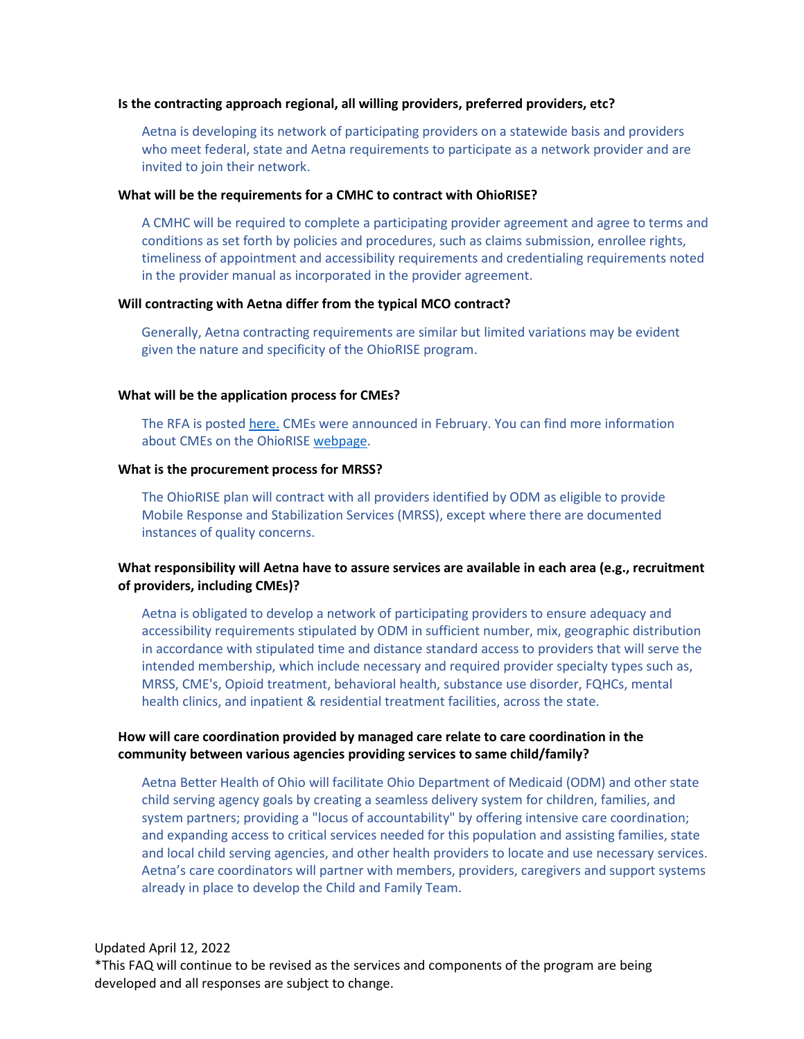**Is the contracting approach regional, all willing providers, preferred providers, etc?**

Aetna is developing its network of participating providers on a statewide basis and providers who meet federal, state and Aetna requirements to participate as a network provider and are invited to join their network.

**What will be the requirements for a CMHC to contract with OhioRISE?**

A CMHC will be required to complete a participating provider agreement and agree to terms and conditions as set forth by policies and procedures, such as claims submission, enrollee rights, timeliness of appointment and accessibility requirements and credentialing requirements noted in the provider manual as incorporated in the provider agreement.

**Will contracting with Aetna differ from the typical MCO contract?**

Generally, Aetna contracting requirements are similar but limited variations may be evident given the nature and specificity of the OhioRISE program.

**What will be the application process for CMEs?**

The RFA is posted here. CMEs were announced in February. You can find more information about CMEs on the OhioRISE webpage.

**What is the procurement process for MRSS?**

The OhioRISE plan will contract with all providers identified by ODM as eligible to provide Mobile Response and Stabilization Services (MRSS), except where there are documented instances of quality concerns.

**What responsibility will Aetna have to assure services are available in each area (e.g., recruitment of providers, including CMEs)?**

Aetna is obligated to develop a network of participating providers to ensure adequacy and accessibility requirements stipulated by ODM in sufficient number, mix, geographic distribution in accordance with stipulated time and distance standard access to providers that will serve the intended membership, which include necessary and required provider specialty types such as, MRSS, CME's, Opioid treatment, behavioral health, substance use disorder, FQHCs, mental health clinics, and inpatient & residential treatment facilities, across the state.

**How will care coordination provided by managed care relate to care coordination in the community between various agencies providing services to same child/family?**

Aetna Better Health of Ohio will facilitate Ohio Department of Medicaid (ODM) and other state child serving agency goals by creating a seamless delivery system for children, families, and system partners; providing a "locus of accountability" by offering intensive care coordination; and expanding access to critical services needed for this population and assisting families, state and local child serving agencies, and other health providers to locate and use necessary services. Aetna's care coordinators will partner with members, providers, caregivers and support systems already in place to develop the Child and Family Team.

Updated April 12, 2022

*This FAQ will continue to be revised as the services and components of the program are being developed and all responses are subject to change.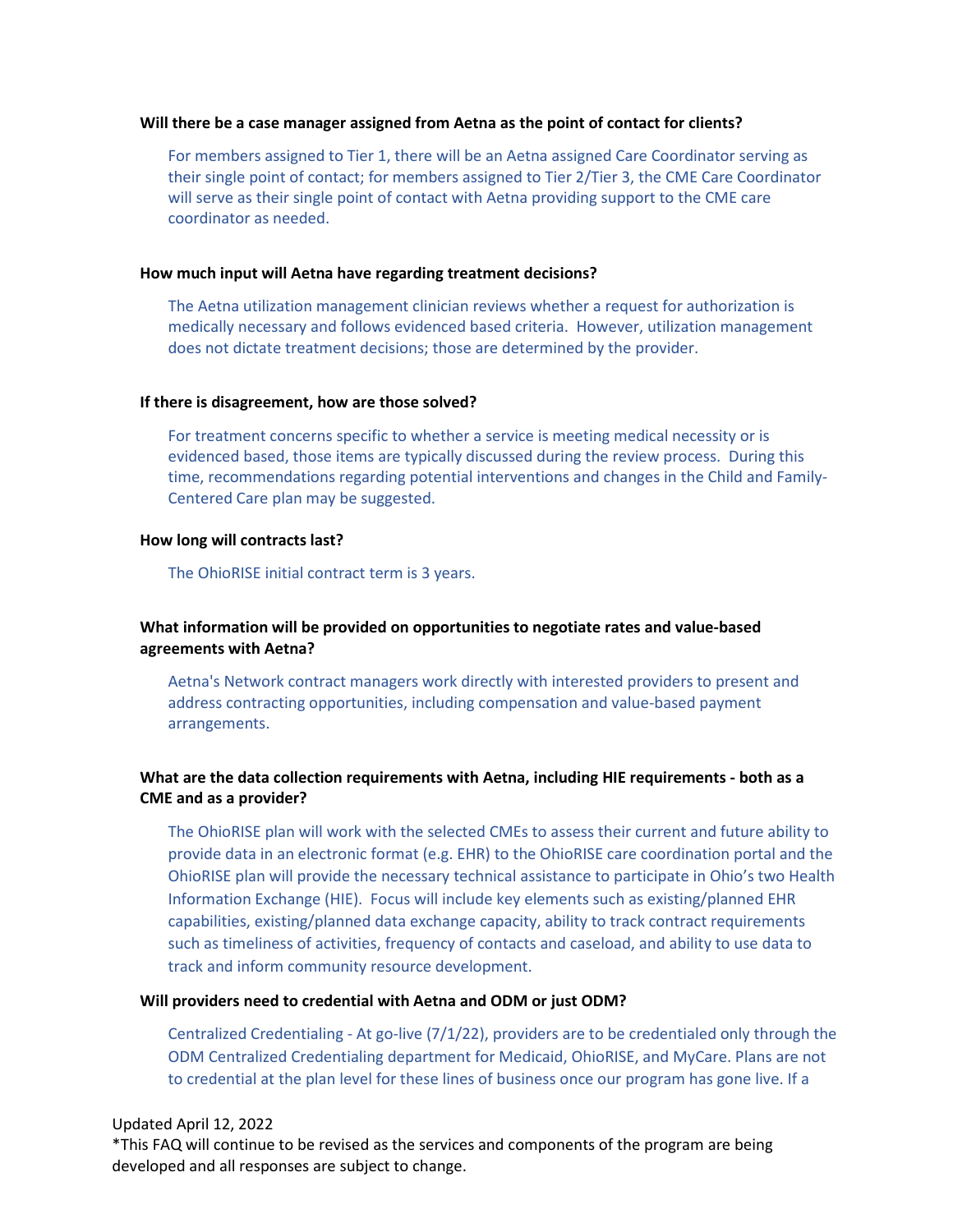**Will there be a case manager assigned from Aetna as the point of contact for clients?**

For members assigned to Tier 1, there will be an Aetna assigned Care Coordinator serving as their single point of contact; for members assigned to Tier 2/Tier 3, the CME Care Coordinator will serve as their single point of contact with Aetna providing support to the CME care coordinator as needed.

**How much input will Aetna have regarding treatment decisions?**

The Aetna utilization management clinician reviews whether a request for authorization is medically necessary and follows evidenced based criteria. However, utilization management does not dictate treatment decisions; those are determined by the provider.

**If there is disagreement, how are those solved?**

For treatment concerns specific to whether a service is meeting medical necessity or is evidenced based, those items are typically discussed during the review process. During this time, recommendations regarding potential interventions and changes in the Child and Family-Centered Care plan may be suggested.

**How long will contracts last?**

The OhioRISE initial contract term is 3 years.

**What information will be provided on opportunities to negotiate rates and value-based agreements with Aetna?**

Aetna's Network contract managers work directly with interested providers to present and address contracting opportunities, including compensation and value-based payment arrangements.

**What are the data collection requirements with Aetna, including HIE requirements - both as a CME and as a provider?**

The OhioRISE plan will work with the selected CMEs to assess their current and future ability to provide data in an electronic format (e.g. EHR) to the OhioRISE care coordination portal and the OhioRISE plan will provide the necessary technical assistance to participate in Ohio's two Health Information Exchange (HIE). Focus will include key elements such as existing/planned EHR capabilities, existing/planned data exchange capacity, ability to track contract requirements such as timeliness of activities, frequency of contacts and caseload, and ability to use data to track and inform community resource development.

**Will providers need to credential with Aetna and ODM or just ODM?**

Centralized Credentialing - At go-live (7/1/22), providers are to be credentialed only through the ODM Centralized Credentialing department for Medicaid, OhioRISE, and MyCare. Plans are not to credential at the plan level for these lines of business once our program has gone live. If a

Updated April 12, 2022
*This FAQ will continue to be revised as the services and components of the program are being developed and all responses are subject to change.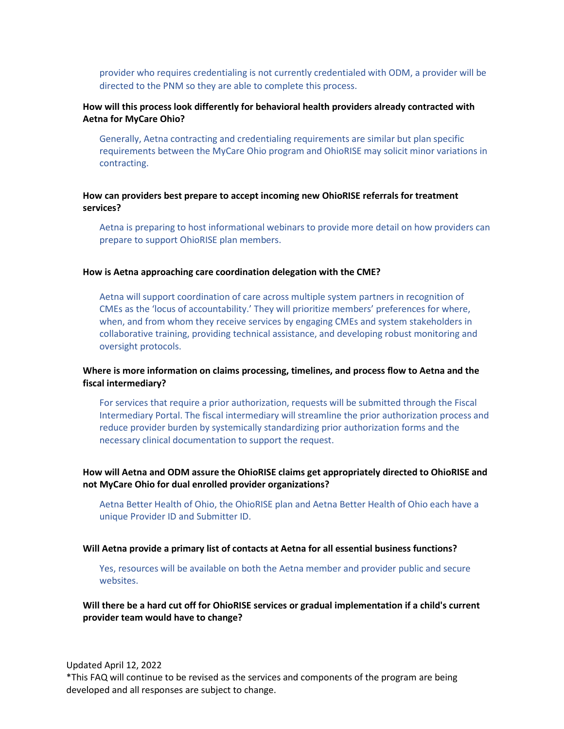provider who requires credentialing is not currently credentialed with ODM, a provider will be directed to the PNM so they are able to complete this process.

**How will this process look differently for behavioral health providers already contracted with Aetna for MyCare Ohio?**

Generally, Aetna contracting and credentialing requirements are similar but plan specific requirements between the MyCare Ohio program and OhioRISE may solicit minor variations in contracting.

**How can providers best prepare to accept incoming new OhioRISE referrals for treatment services?**

Aetna is preparing to host informational webinars to provide more detail on how providers can prepare to support OhioRISE plan members.

**How is Aetna approaching care coordination delegation with the CME?**

Aetna will support coordination of care across multiple system partners in recognition of CMEs as the 'locus of accountability.' They will prioritize members' preferences for where, when, and from whom they receive services by engaging CMEs and system stakeholders in collaborative training, providing technical assistance, and developing robust monitoring and oversight protocols.

**Where is more information on claims processing, timelines, and process flow to Aetna and the fiscal intermediary?**

For services that require a prior authorization, requests will be submitted through the Fiscal Intermediary Portal. The fiscal intermediary will streamline the prior authorization process and reduce provider burden by systemically standardizing prior authorization forms and the necessary clinical documentation to support the request.

**How will Aetna and ODM assure the OhioRISE claims get appropriately directed to OhioRISE and not MyCare Ohio for dual enrolled provider organizations?**

Aetna Better Health of Ohio, the OhioRISE plan and Aetna Better Health of Ohio each have a unique Provider ID and Submitter ID.

**Will Aetna provide a primary list of contacts at Aetna for all essential business functions?**

Yes, resources will be available on both the Aetna member and provider public and secure websites.

**Will there be a hard cut off for OhioRISE services or gradual implementation if a child's current provider team would have to change?**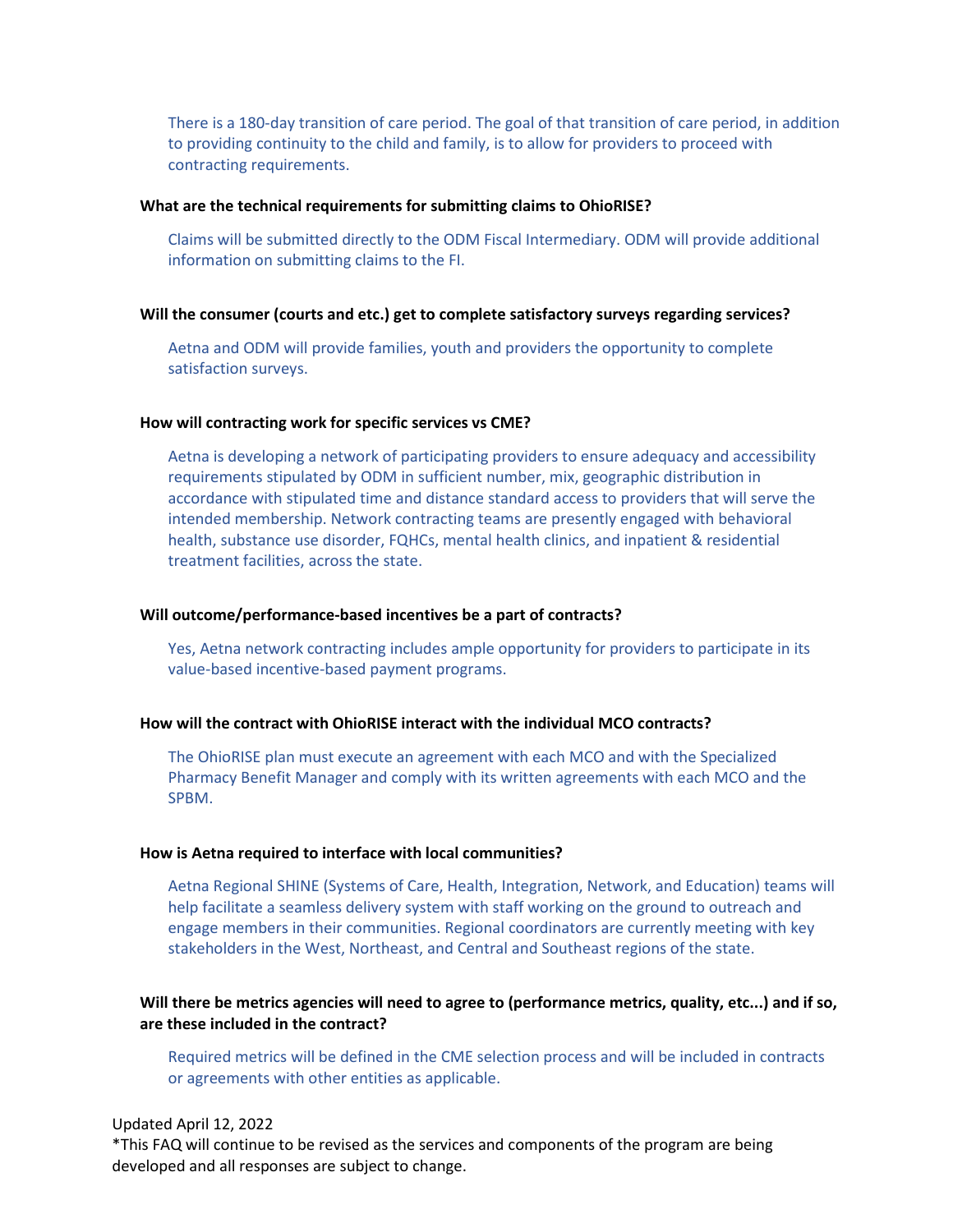There is a 180-day transition of care period. The goal of that transition of care period, in addition to providing continuity to the child and family, is to allow for providers to proceed with contracting requirements.

**What are the technical requirements for submitting claims to OhioRISE?**

Claims will be submitted directly to the ODM Fiscal Intermediary. ODM will provide additional information on submitting claims to the FI.

**Will the consumer (courts and etc.) get to complete satisfactory surveys regarding services?**

Aetna and ODM will provide families, youth and providers the opportunity to complete satisfaction surveys.

**How will contracting work for specific services vs CME?**

Aetna is developing a network of participating providers to ensure adequacy and accessibility requirements stipulated by ODM in sufficient number, mix, geographic distribution in accordance with stipulated time and distance standard access to providers that will serve the intended membership. Network contracting teams are presently engaged with behavioral health, substance use disorder, FQHCs, mental health clinics, and inpatient & residential treatment facilities, across the state.

**Will outcome/performance-based incentives be a part of contracts?**

Yes, Aetna network contracting includes ample opportunity for providers to participate in its value-based incentive-based payment programs.

**How will the contract with OhioRISE interact with the individual MCO contracts?**

The OhioRISE plan must execute an agreement with each MCO and with the Specialized Pharmacy Benefit Manager and comply with its written agreements with each MCO and the SPBM.

**How is Aetna required to interface with local communities?**

Aetna Regional SHINE (Systems of Care, Health, Integration, Network, and Education) teams will help facilitate a seamless delivery system with staff working on the ground to outreach and engage members in their communities. Regional coordinators are currently meeting with key stakeholders in the West, Northeast, and Central and Southeast regions of the state.

**Will there be metrics agencies will need to agree to (performance metrics, quality, etc...) and if so, are these included in the contract?**

Required metrics will be defined in the CME selection process and will be included in contracts or agreements with other entities as applicable.

Updated April 12, 2022
*This FAQ will continue to be revised as the services and components of the program are being developed and all responses are subject to change.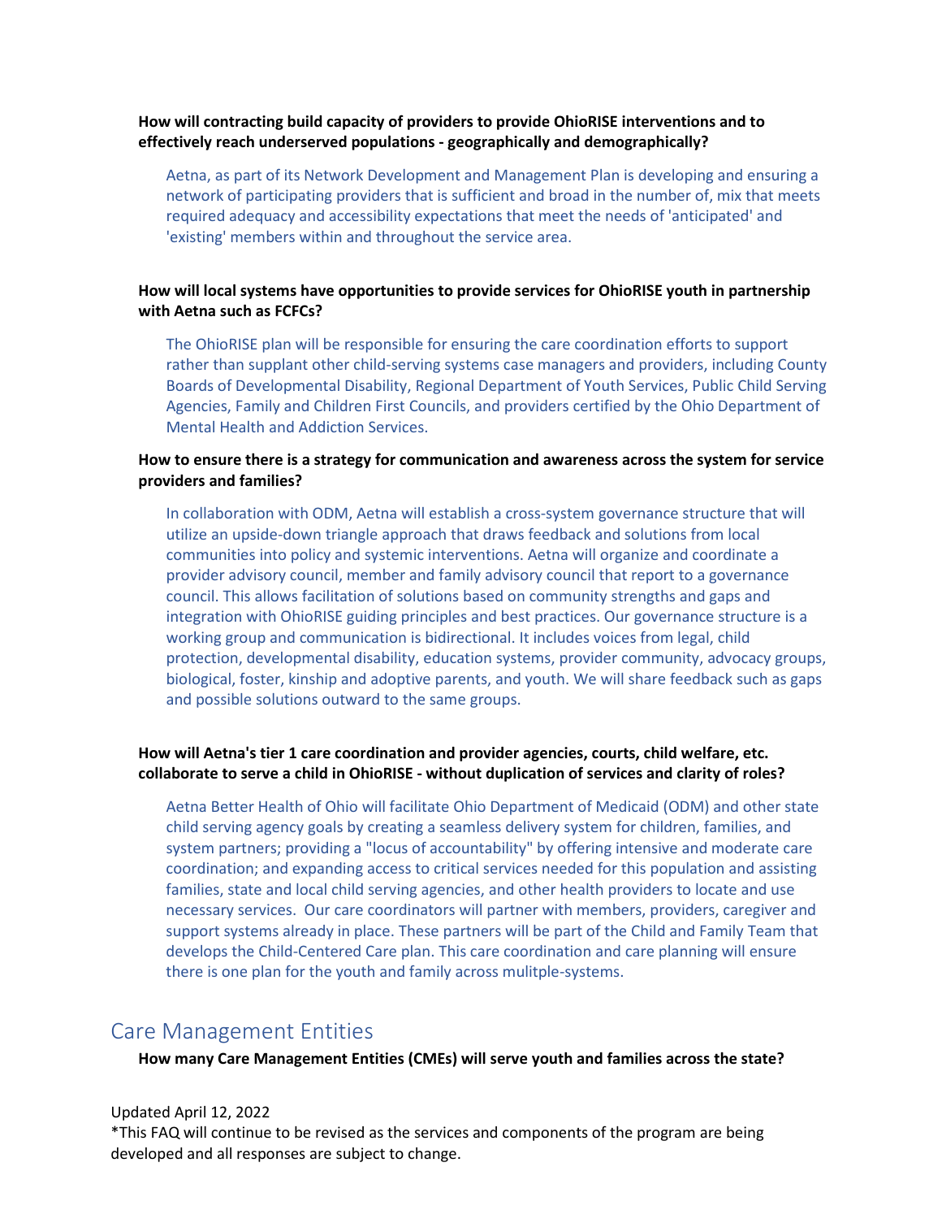**How will contracting build capacity of providers to provide OhioRISE interventions and to effectively reach underserved populations - geographically and demographically?**

Aetna, as part of its Network Development and Management Plan is developing and ensuring a network of participating providers that is sufficient and broad in the number of, mix that meets required adequacy and accessibility expectations that meet the needs of 'anticipated' and 'existing' members within and throughout the service area.

**How will local systems have opportunities to provide services for OhioRISE youth in partnership with Aetna such as FCFCs?**

The OhioRISE plan will be responsible for ensuring the care coordination efforts to support rather than supplant other child-serving systems case managers and providers, including County Boards of Developmental Disability, Regional Department of Youth Services, Public Child Serving Agencies, Family and Children First Councils, and providers certified by the Ohio Department of Mental Health and Addiction Services.

**How to ensure there is a strategy for communication and awareness across the system for service providers and families?**

In collaboration with ODM, Aetna will establish a cross-system governance structure that will utilize an upside-down triangle approach that draws feedback and solutions from local communities into policy and systemic interventions. Aetna will organize and coordinate a provider advisory council, member and family advisory council that report to a governance council. This allows facilitation of solutions based on community strengths and gaps and integration with OhioRISE guiding principles and best practices. Our governance structure is a working group and communication is bidirectional. It includes voices from legal, child protection, developmental disability, education systems, provider community, advocacy groups, biological, foster, kinship and adoptive parents, and youth. We will share feedback such as gaps and possible solutions outward to the same groups.

**How will Aetna's tier 1 care coordination and provider agencies, courts, child welfare, etc. collaborate to serve a child in OhioRISE - without duplication of services and clarity of roles?**

Aetna Better Health of Ohio will facilitate Ohio Department of Medicaid (ODM) and other state child serving agency goals by creating a seamless delivery system for children, families, and system partners; providing a "locus of accountability" by offering intensive and moderate care coordination; and expanding access to critical services needed for this population and assisting families, state and local child serving agencies, and other health providers to locate and use necessary services. Our care coordinators will partner with members, providers, caregiver and support systems already in place. These partners will be part of the Child and Family Team that develops the Child-Centered Care plan. This care coordination and care planning will ensure there is one plan for the youth and family across mulitple-systems.

## Care Management Entities

**How many Care Management Entities (CMEs) will serve youth and families across the state?**

Updated April 12, 2022
*This FAQ will continue to be revised as the services and components of the program are being developed and all responses are subject to change.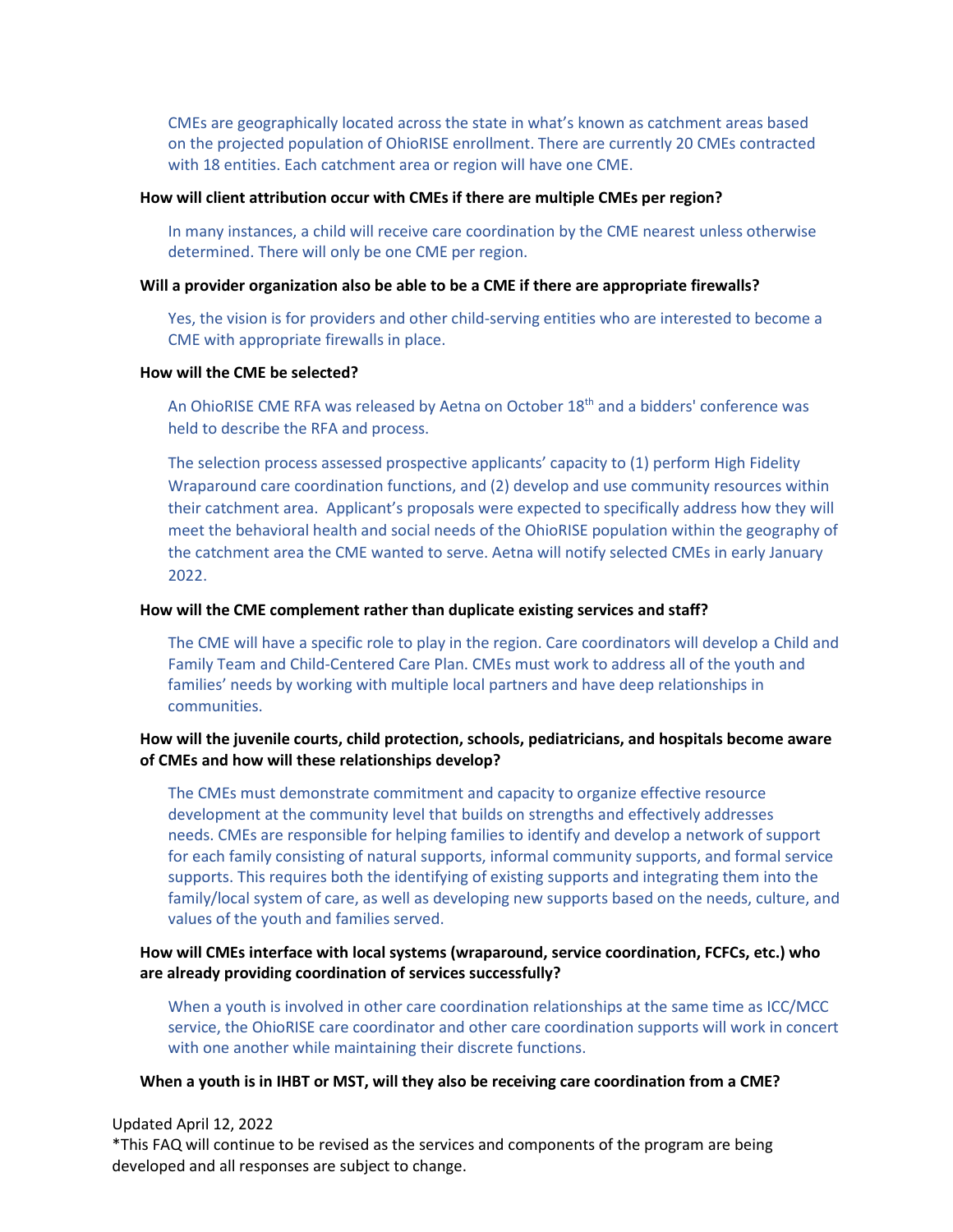CMEs are geographically located across the state in what's known as catchment areas based on the projected population of OhioRISE enrollment. There are currently 20 CMEs contracted with 18 entities. Each catchment area or region will have one CME.

**How will client attribution occur with CMEs if there are multiple CMEs per region?**

In many instances, a child will receive care coordination by the CME nearest unless otherwise determined. There will only be one CME per region.

**Will a provider organization also be able to be a CME if there are appropriate firewalls?**

Yes, the vision is for providers and other child-serving entities who are interested to become a CME with appropriate firewalls in place.

**How will the CME be selected?**

An OhioRISE CME RFA was released by Aetna on October 18th and a bidders' conference was held to describe the RFA and process.

The selection process assessed prospective applicants' capacity to (1) perform High Fidelity Wraparound care coordination functions, and (2) develop and use community resources within their catchment area. Applicant's proposals were expected to specifically address how they will meet the behavioral health and social needs of the OhioRISE population within the geography of the catchment area the CME wanted to serve. Aetna will notify selected CMEs in early January 2022.

**How will the CME complement rather than duplicate existing services and staff?**

The CME will have a specific role to play in the region. Care coordinators will develop a Child and Family Team and Child-Centered Care Plan. CMEs must work to address all of the youth and families' needs by working with multiple local partners and have deep relationships in communities.

**How will the juvenile courts, child protection, schools, pediatricians, and hospitals become aware of CMEs and how will these relationships develop?**

The CMEs must demonstrate commitment and capacity to organize effective resource development at the community level that builds on strengths and effectively addresses needs. CMEs are responsible for helping families to identify and develop a network of support for each family consisting of natural supports, informal community supports, and formal service supports. This requires both the identifying of existing supports and integrating them into the family/local system of care, as well as developing new supports based on the needs, culture, and values of the youth and families served.

**How will CMEs interface with local systems (wraparound, service coordination, FCFCs, etc.) who are already providing coordination of services successfully?**

When a youth is involved in other care coordination relationships at the same time as ICC/MCC service, the OhioRISE care coordinator and other care coordination supports will work in concert with one another while maintaining their discrete functions.

**When a youth is in IHBT or MST, will they also be receiving care coordination from a CME?**

Updated April 12, 2022

*This FAQ will continue to be revised as the services and components of the program are being developed and all responses are subject to change.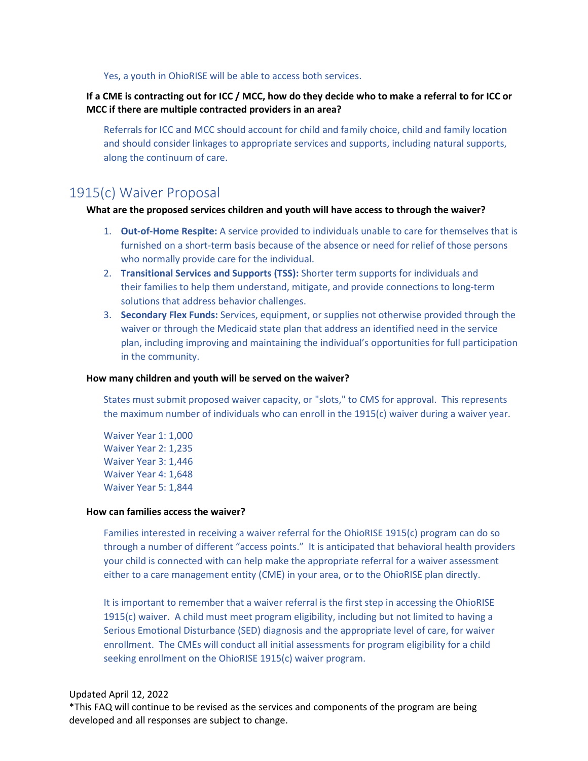Yes, a youth in OhioRISE will be able to access both services.

**If a CME is contracting out for ICC / MCC, how do they decide who to make a referral to for ICC or MCC if there are multiple contracted providers in an area?**

Referrals for ICC and MCC should account for child and family choice, child and family location and should consider linkages to appropriate services and supports, including natural supports, along the continuum of care.

## 1915(c) Waiver Proposal

**What are the proposed services children and youth will have access to through the waiver?**

1. **Out-of-Home Respite:** A service provided to individuals unable to care for themselves that is furnished on a short-term basis because of the absence or need for relief of those persons who normally provide care for the individual.
2. **Transitional Services and Supports (TSS):** Shorter term supports for individuals and their families to help them understand, mitigate, and provide connections to long-term solutions that address behavior challenges.
3. **Secondary Flex Funds:** Services, equipment, or supplies not otherwise provided through the waiver or through the Medicaid state plan that address an identified need in the service plan, including improving and maintaining the individual's opportunities for full participation in the community.

**How many children and youth will be served on the waiver?**

States must submit proposed waiver capacity, or "slots," to CMS for approval. This represents the maximum number of individuals who can enroll in the 1915(c) waiver during a waiver year.

Waiver Year 1: 1,000
Waiver Year 2: 1,235
Waiver Year 3: 1,446
Waiver Year 4: 1,648
Waiver Year 5: 1,844

**How can families access the waiver?**

Families interested in receiving a waiver referral for the OhioRISE 1915(c) program can do so through a number of different "access points." It is anticipated that behavioral health providers your child is connected with can help make the appropriate referral for a waiver assessment either to a care management entity (CME) in your area, or to the OhioRISE plan directly.

It is important to remember that a waiver referral is the first step in accessing the OhioRISE 1915(c) waiver. A child must meet program eligibility, including but not limited to having a Serious Emotional Disturbance (SED) diagnosis and the appropriate level of care, for waiver enrollment. The CMEs will conduct all initial assessments for program eligibility for a child seeking enrollment on the OhioRISE 1915(c) waiver program.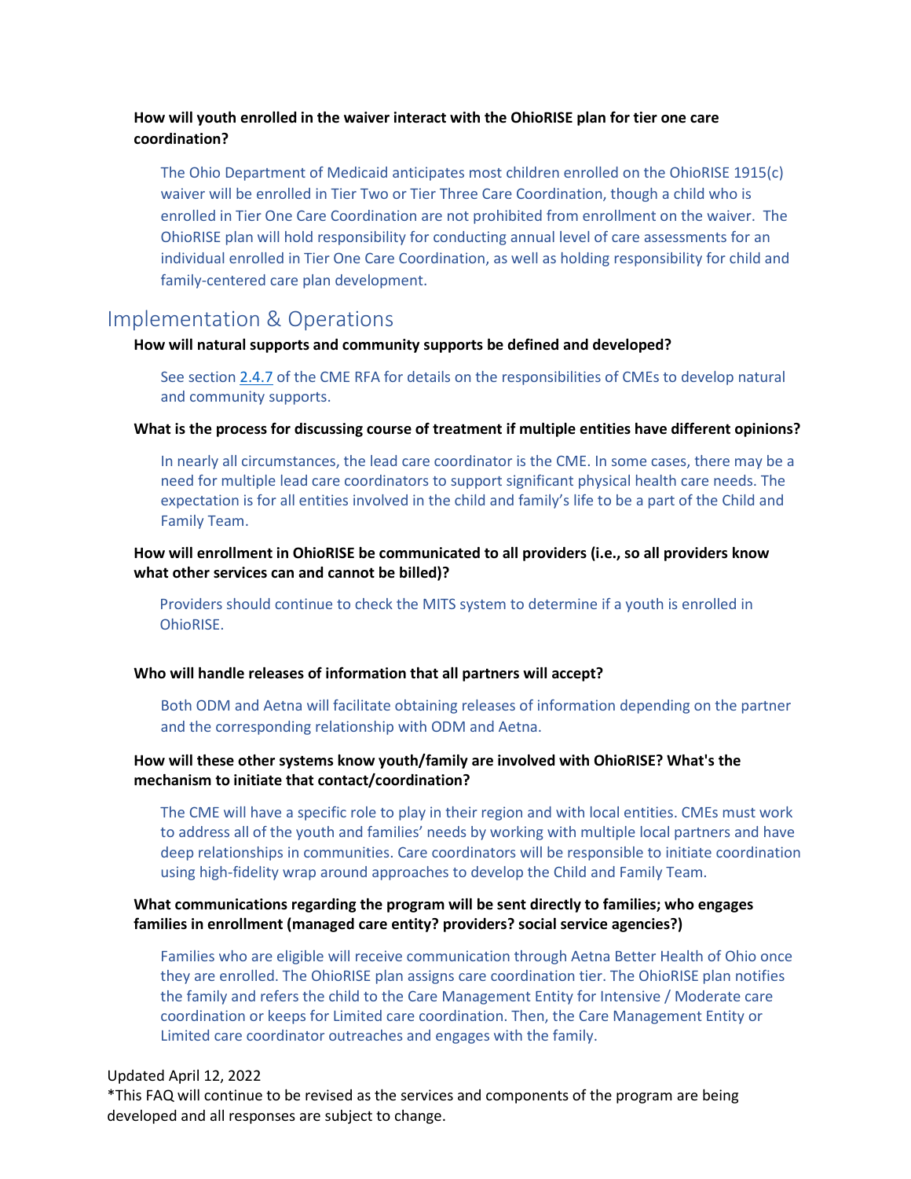**How will youth enrolled in the waiver interact with the OhioRISE plan for tier one care coordination?**

The Ohio Department of Medicaid anticipates most children enrolled on the OhioRISE 1915(c) waiver will be enrolled in Tier Two or Tier Three Care Coordination, though a child who is enrolled in Tier One Care Coordination are not prohibited from enrollment on the waiver. The OhioRISE plan will hold responsibility for conducting annual level of care assessments for an individual enrolled in Tier One Care Coordination, as well as holding responsibility for child and family-centered care plan development.

## Implementation & Operations

**How will natural supports and community supports be defined and developed?**

See section 2.4.7 of the CME RFA for details on the responsibilities of CMEs to develop natural and community supports.

**What is the process for discussing course of treatment if multiple entities have different opinions?**

In nearly all circumstances, the lead care coordinator is the CME. In some cases, there may be a need for multiple lead care coordinators to support significant physical health care needs. The expectation is for all entities involved in the child and family's life to be a part of the Child and Family Team.

**How will enrollment in OhioRISE be communicated to all providers (i.e., so all providers know what other services can and cannot be billed)?**

Providers should continue to check the MITS system to determine if a youth is enrolled in OhioRISE.

**Who will handle releases of information that all partners will accept?**

Both ODM and Aetna will facilitate obtaining releases of information depending on the partner and the corresponding relationship with ODM and Aetna.

**How will these other systems know youth/family are involved with OhioRISE? What's the mechanism to initiate that contact/coordination?**

The CME will have a specific role to play in their region and with local entities. CMEs must work to address all of the youth and families' needs by working with multiple local partners and have deep relationships in communities. Care coordinators will be responsible to initiate coordination using high-fidelity wrap around approaches to develop the Child and Family Team.

**What communications regarding the program will be sent directly to families; who engages families in enrollment (managed care entity? providers? social service agencies?)**

Families who are eligible will receive communication through Aetna Better Health of Ohio once they are enrolled. The OhioRISE plan assigns care coordination tier. The OhioRISE plan notifies the family and refers the child to the Care Management Entity for Intensive / Moderate care coordination or keeps for Limited care coordination. Then, the Care Management Entity or Limited care coordinator outreaches and engages with the family.

Updated April 12, 2022
*This FAQ will continue to be revised as the services and components of the program are being developed and all responses are subject to change.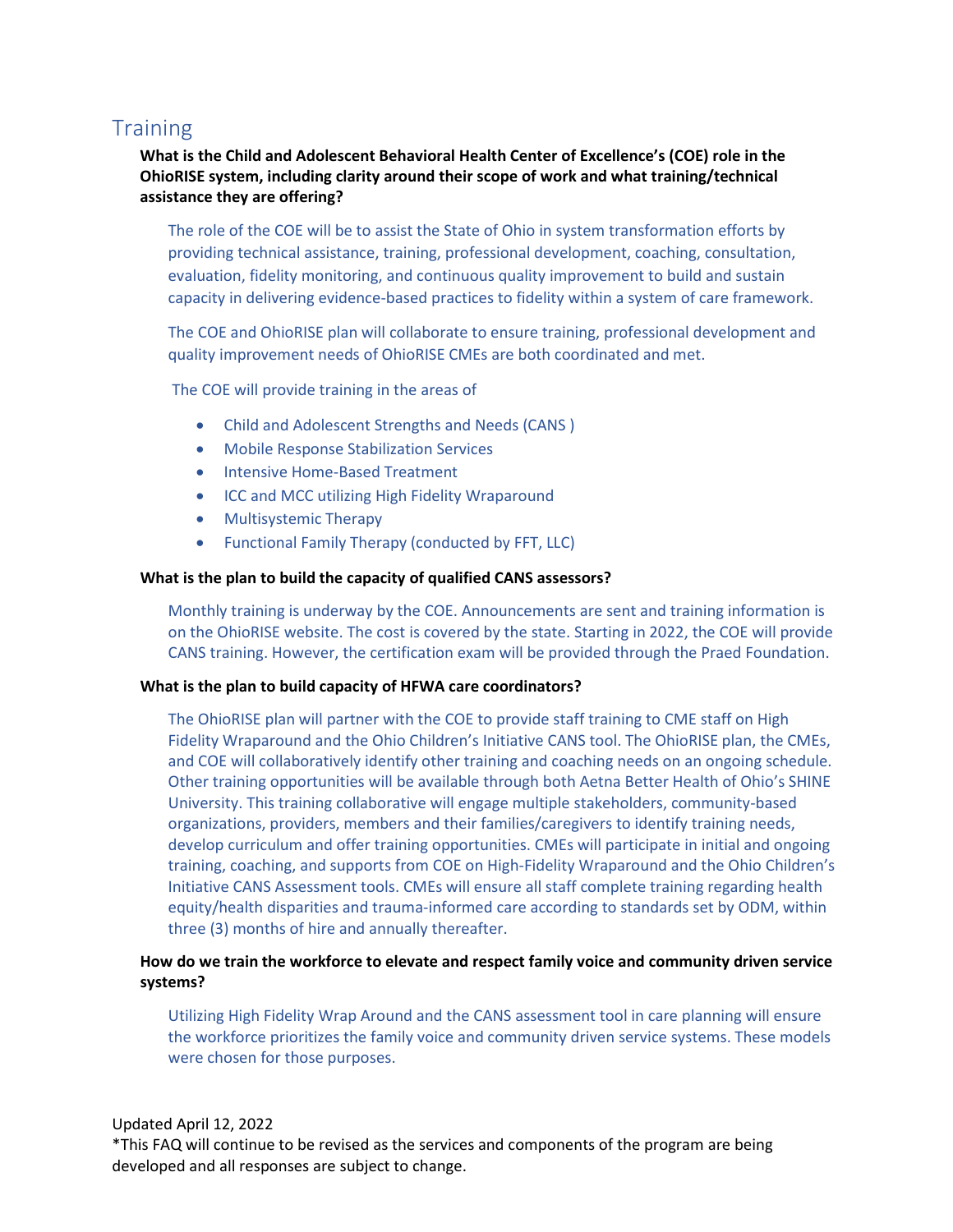## Training

**What is the Child and Adolescent Behavioral Health Center of Excellence's (COE) role in the OhioRISE system, including clarity around their scope of work and what training/technical assistance they are offering?**

The role of the COE will be to assist the State of Ohio in system transformation efforts by providing technical assistance, training, professional development, coaching, consultation, evaluation, fidelity monitoring, and continuous quality improvement to build and sustain capacity in delivering evidence-based practices to fidelity within a system of care framework.

The COE and OhioRISE plan will collaborate to ensure training, professional development and quality improvement needs of OhioRISE CMEs are both coordinated and met.

The COE will provide training in the areas of

- Child and Adolescent Strengths and Needs (CANS )
- Mobile Response Stabilization Services
- Intensive Home-Based Treatment
- ICC and MCC utilizing High Fidelity Wraparound
- Multisystemic Therapy
- Functional Family Therapy (conducted by FFT, LLC)

**What is the plan to build the capacity of qualified CANS assessors?**

Monthly training is underway by the COE. Announcements are sent and training information is on the OhioRISE website. The cost is covered by the state. Starting in 2022, the COE will provide CANS training. However, the certification exam will be provided through the Praed Foundation.

**What is the plan to build capacity of HFWA care coordinators?**

The OhioRISE plan will partner with the COE to provide staff training to CME staff on High Fidelity Wraparound and the Ohio Children's Initiative CANS tool. The OhioRISE plan, the CMEs, and COE will collaboratively identify other training and coaching needs on an ongoing schedule. Other training opportunities will be available through both Aetna Better Health of Ohio's SHINE University. This training collaborative will engage multiple stakeholders, community-based organizations, providers, members and their families/caregivers to identify training needs, develop curriculum and offer training opportunities. CMEs will participate in initial and ongoing training, coaching, and supports from COE on High-Fidelity Wraparound and the Ohio Children's Initiative CANS Assessment tools. CMEs will ensure all staff complete training regarding health equity/health disparities and trauma-informed care according to standards set by ODM, within three (3) months of hire and annually thereafter.

**How do we train the workforce to elevate and respect family voice and community driven service systems?**

Utilizing High Fidelity Wrap Around and the CANS assessment tool in care planning will ensure the workforce prioritizes the family voice and community driven service systems. These models were chosen for those purposes.

Updated April 12, 2022
*This FAQ will continue to be revised as the services and components of the program are being developed and all responses are subject to change.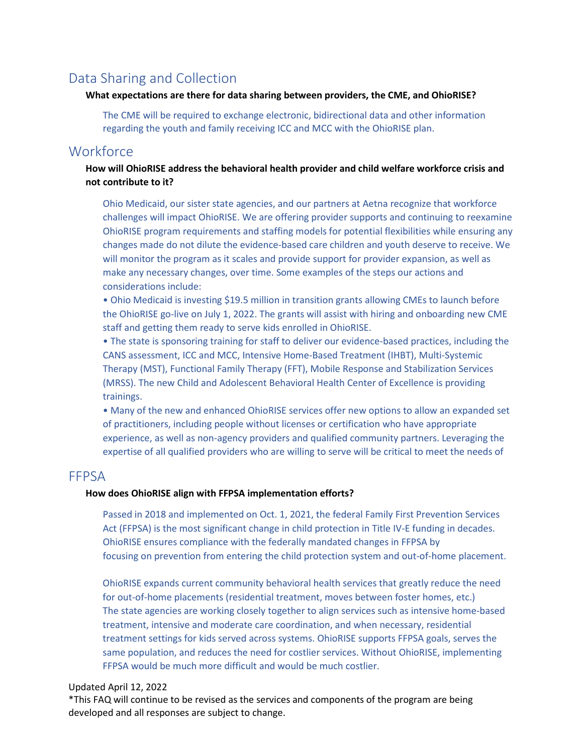## Data Sharing and Collection

**What expectations are there for data sharing between providers, the CME, and OhioRISE?**

The CME will be required to exchange electronic, bidirectional data and other information regarding the youth and family receiving ICC and MCC with the OhioRISE plan.

## Workforce

**How will OhioRISE address the behavioral health provider and child welfare workforce crisis and not contribute to it?**

Ohio Medicaid, our sister state agencies, and our partners at Aetna recognize that workforce challenges will impact OhioRISE. We are offering provider supports and continuing to reexamine OhioRISE program requirements and staffing models for potential flexibilities while ensuring any changes made do not dilute the evidence-based care children and youth deserve to receive. We will monitor the program as it scales and provide support for provider expansion, as well as make any necessary changes, over time. Some examples of the steps our actions and considerations include:

- Ohio Medicaid is investing $19.5 million in transition grants allowing CMEs to launch before the OhioRISE go-live on July 1, 2022. The grants will assist with hiring and onboarding new CME staff and getting them ready to serve kids enrolled in OhioRISE.
- The state is sponsoring training for staff to deliver our evidence-based practices, including the CANS assessment, ICC and MCC, Intensive Home-Based Treatment (IHBT), Multi-Systemic Therapy (MST), Functional Family Therapy (FFT), Mobile Response and Stabilization Services (MRSS). The new Child and Adolescent Behavioral Health Center of Excellence is providing trainings.
- Many of the new and enhanced OhioRISE services offer new options to allow an expanded set of practitioners, including people without licenses or certification who have appropriate experience, as well as non-agency providers and qualified community partners. Leveraging the expertise of all qualified providers who are willing to serve will be critical to meet the needs of

## FFPSA

**How does OhioRISE align with FFPSA implementation efforts?**

Passed in 2018 and implemented on Oct. 1, 2021, the federal Family First Prevention Services Act (FFPSA) is the most significant change in child protection in Title IV-E funding in decades. OhioRISE ensures compliance with the federally mandated changes in FFPSA by focusing on prevention from entering the child protection system and out-of-home placement.

OhioRISE expands current community behavioral health services that greatly reduce the need for out-of-home placements (residential treatment, moves between foster homes, etc.) The state agencies are working closely together to align services such as intensive home-based treatment, intensive and moderate care coordination, and when necessary, residential treatment settings for kids served across systems. OhioRISE supports FFPSA goals, serves the same population, and reduces the need for costlier services. Without OhioRISE, implementing FFPSA would be much more difficult and would be much costlier.

Updated April 12, 2022
*This FAQ will continue to be revised as the services and components of the program are being developed and all responses are subject to change.